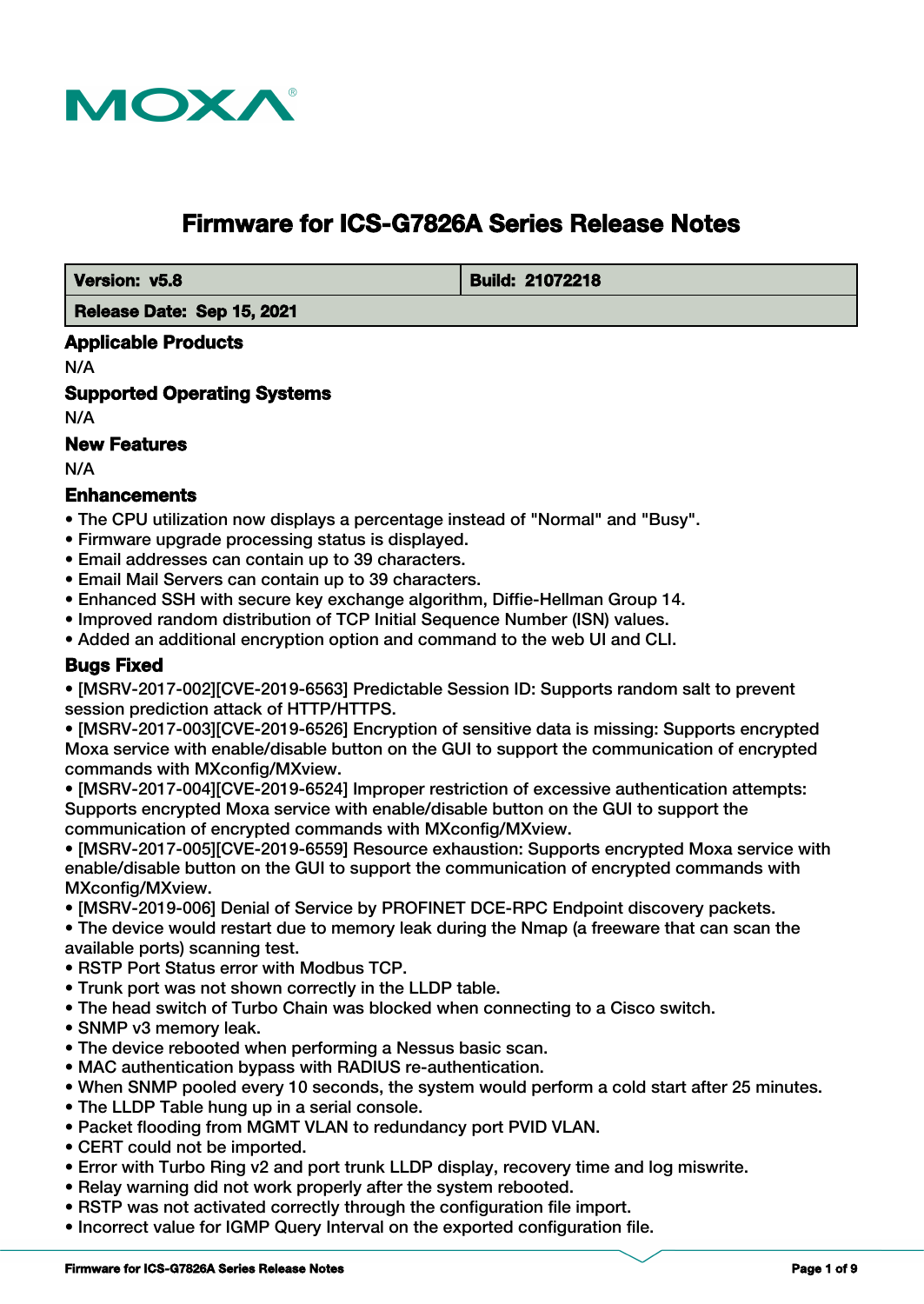# Firmware for ICS-G7826A Series Release Notes

| Version: v5.8 | Build: 21072218 |
| --- | --- |
| Release Date: Sep 15, 2021 | |

## Applicable Products

N/A

## Supported Operating Systems

N/A

## New Features

N/A

## Enhancements

- The CPU utilization now displays a percentage instead of "Normal" and "Busy".
- Firmware upgrade processing status is displayed.
- Email addresses can contain up to 39 characters.
- Email Mail Servers can contain up to 39 characters.
- Enhanced SSH with secure key exchange algorithm, Diffie-Hellman Group 14.
- Improved random distribution of TCP Initial Sequence Number (ISN) values.
- Added an additional encryption option and command to the web UI and CLI.

## Bugs Fixed

- [MSRV-2017-002][CVE-2019-6563] Predictable Session ID: Supports random salt to prevent session prediction attack of HTTP/HTTPS.
- [MSRV-2017-003][CVE-2019-6526] Encryption of sensitive data is missing: Supports encrypted Moxa service with enable/disable button on the GUI to support the communication of encrypted commands with MXconfig/MXview.
- [MSRV-2017-004][CVE-2019-6524] Improper restriction of excessive authentication attempts: Supports encrypted Moxa service with enable/disable button on the GUI to support the communication of encrypted commands with MXconfig/MXview.
- [MSRV-2017-005][CVE-2019-6559] Resource exhaustion: Supports encrypted Moxa service with enable/disable button on the GUI to support the communication of encrypted commands with MXconfig/MXview.
- [MSRV-2019-006] Denial of Service by PROFINET DCE-RPC Endpoint discovery packets.
- The device would restart due to memory leak during the Nmap (a freeware that can scan the available ports) scanning test.
- RSTP Port Status error with Modbus TCP.
- Trunk port was not shown correctly in the LLDP table.
- The head switch of Turbo Chain was blocked when connecting to a Cisco switch.
- SNMP v3 memory leak.
- The device rebooted when performing a Nessus basic scan.
- MAC authentication bypass with RADIUS re-authentication.
- When SNMP pooled every 10 seconds, the system would perform a cold start after 25 minutes.
- The LLDP Table hung up in a serial console.
- Packet flooding from MGMT VLAN to redundancy port PVID VLAN.
- CERT could not be imported.
- Error with Turbo Ring v2 and port trunk LLDP display, recovery time and log miswrite.
- Relay warning did not work properly after the system rebooted.
- RSTP was not activated correctly through the configuration file import.
- Incorrect value for IGMP Query Interval on the exported configuration file.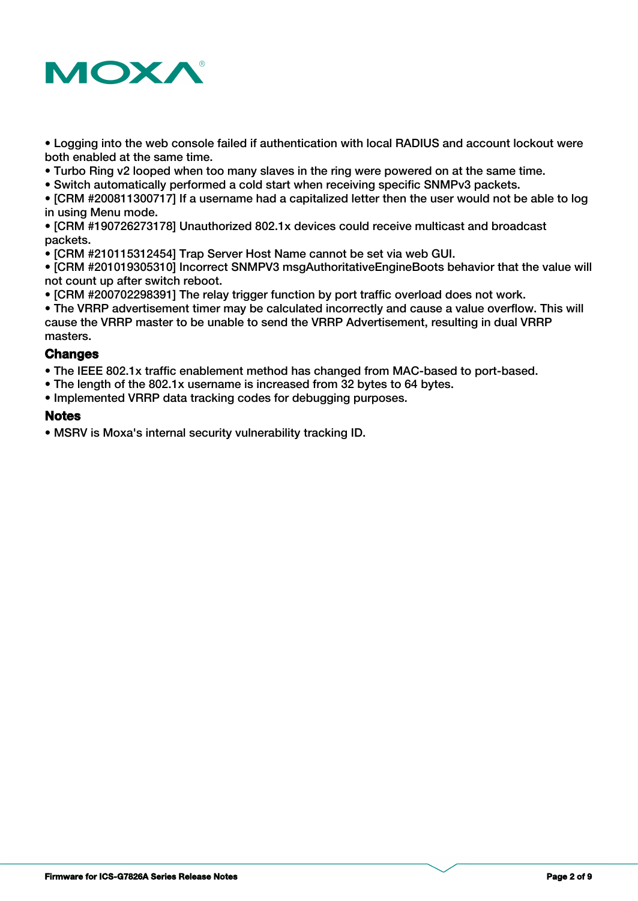- Logging into the web console failed if authentication with local RADIUS and account lockout were both enabled at the same time.
- Turbo Ring v2 looped when too many slaves in the ring were powered on at the same time.
- Switch automatically performed a cold start when receiving specific SNMPv3 packets.
- [CRM #200811300717] If a username had a capitalized letter then the user would not be able to log in using Menu mode.
- [CRM #190726273178] Unauthorized 802.1x devices could receive multicast and broadcast packets.
- [CRM #210115312454] Trap Server Host Name cannot be set via web GUI.
- [CRM #201019305310] Incorrect SNMPV3 msgAuthoritativeEngineBoots behavior that the value will not count up after switch reboot.
- [CRM #200702298391] The relay trigger function by port traffic overload does not work.
- The VRRP advertisement timer may be calculated incorrectly and cause a value overflow. This will cause the VRRP master to be unable to send the VRRP Advertisement, resulting in dual VRRP masters.

### Changes

- The IEEE 802.1x traffic enablement method has changed from MAC-based to port-based.
- The length of the 802.1x username is increased from 32 bytes to 64 bytes.
- Implemented VRRP data tracking codes for debugging purposes.

### Notes

- MSRV is Moxa's internal security vulnerability tracking ID.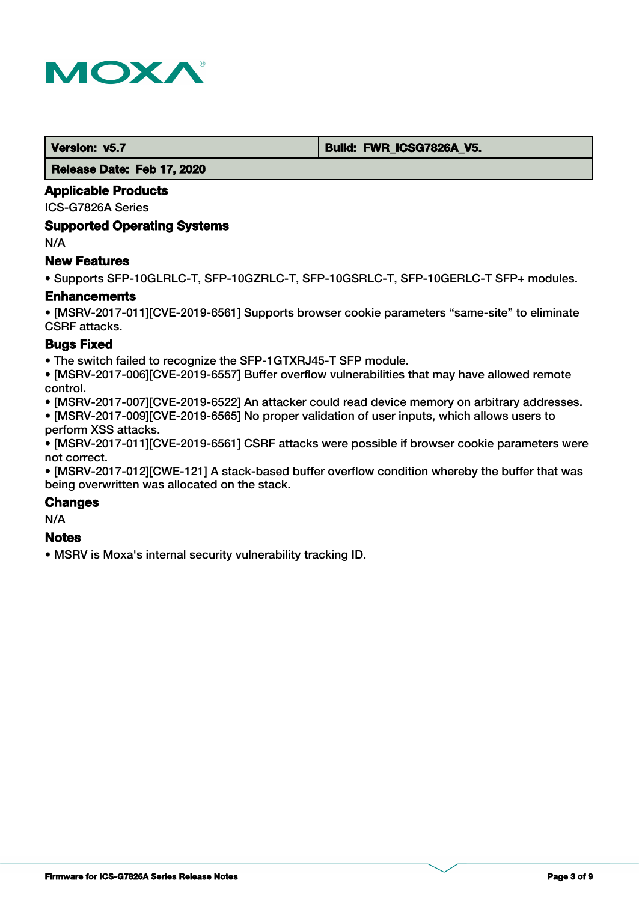| Version: v5.7 | Build: FWR_ICSG7826A_V5. |
| --- | --- |
| Release Date: Feb 17, 2020 | |

### Applicable Products

ICS-G7826A Series

### Supported Operating Systems

N/A

### New Features

- Supports SFP-10GLRLC-T, SFP-10GZRLC-T, SFP-10GSRLC-T, SFP-10GERLC-T SFP+ modules.

### Enhancements

- [MSRV-2017-011][CVE-2019-6561] Supports browser cookie parameters “same-site” to eliminate CSRF attacks.

### Bugs Fixed

- The switch failed to recognize the SFP-1GTXRJ45-T SFP module.
- [MSRV-2017-006][CVE-2019-6557] Buffer overflow vulnerabilities that may have allowed remote control.
- [MSRV-2017-007][CVE-2019-6522] An attacker could read device memory on arbitrary addresses.
- [MSRV-2017-009][CVE-2019-6565] No proper validation of user inputs, which allows users to perform XSS attacks.
- [MSRV-2017-011][CVE-2019-6561] CSRF attacks were possible if browser cookie parameters were not correct.
- [MSRV-2017-012][CWE-121] A stack-based buffer overflow condition whereby the buffer that was being overwritten was allocated on the stack.

### Changes

N/A

### Notes

- MSRV is Moxa's internal security vulnerability tracking ID.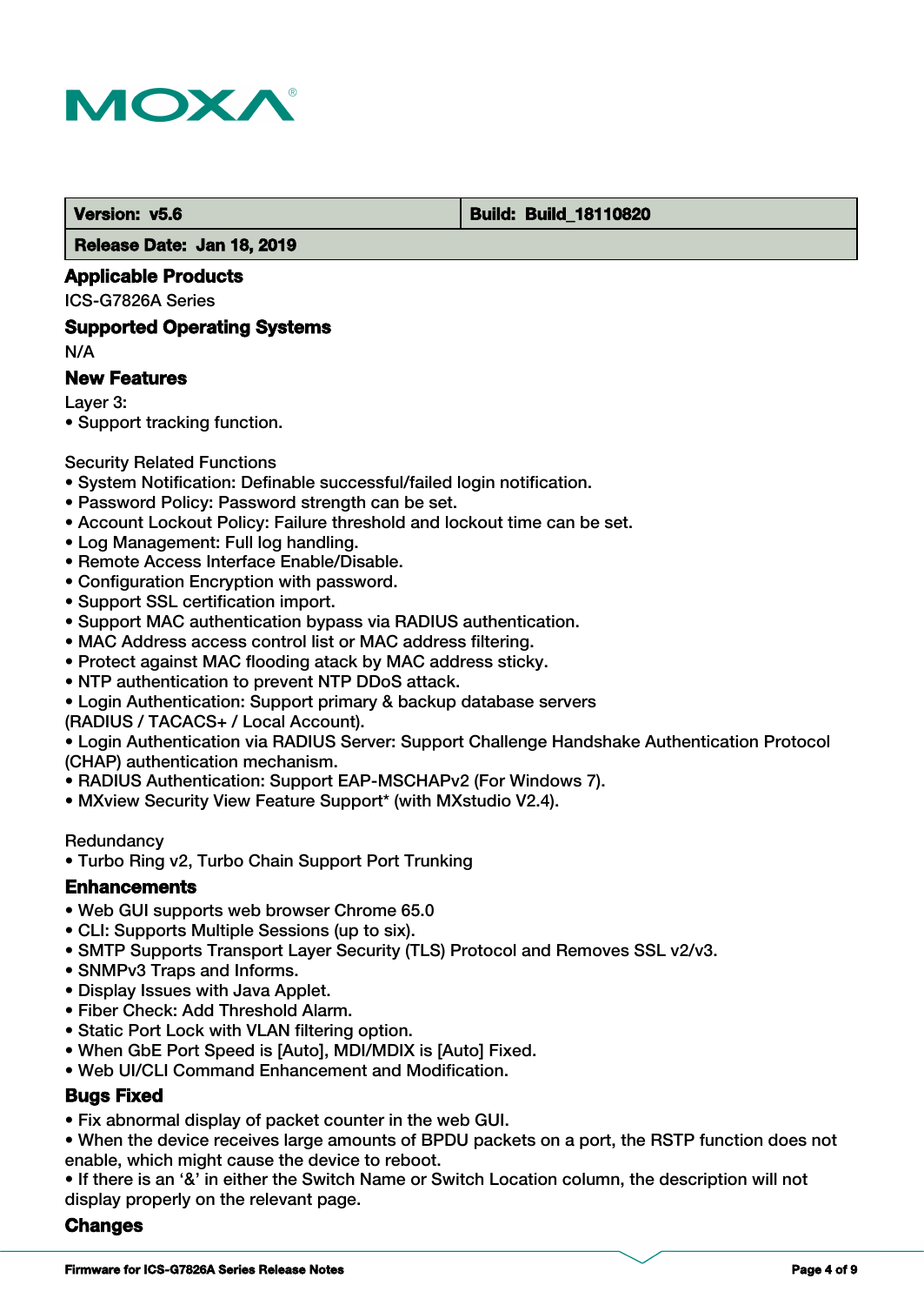| **Version: v5.6** | **Build: Build_18110820** |
| --- | --- |
| **Release Date: Jan 18, 2019** | |

### Applicable Products

ICS-G7826A Series

### Supported Operating Systems

N/A

### New Features

Layer 3:

- Support tracking function.

Security Related Functions

- System Notification: Definable successful/failed login notification.
- Password Policy: Password strength can be set.
- Account Lockout Policy: Failure threshold and lockout time can be set.
- Log Management: Full log handling.
- Remote Access Interface Enable/Disable.
- Configuration Encryption with password.
- Support SSL certification import.
- Support MAC authentication bypass via RADIUS authentication.
- MAC Address access control list or MAC address filtering.
- Protect against MAC flooding atack by MAC address sticky.
- NTP authentication to prevent NTP DDoS attack.
- Login Authentication: Support primary & backup database servers (RADIUS / TACACS+ / Local Account).
- Login Authentication via RADIUS Server: Support Challenge Handshake Authentication Protocol (CHAP) authentication mechanism.
- RADIUS Authentication: Support EAP-MSCHAPv2 (For Windows 7).
- MXview Security View Feature Support* (with MXstudio V2.4).

Redundancy

- Turbo Ring v2, Turbo Chain Support Port Trunking

### Enhancements

- Web GUI supports web browser Chrome 65.0
- CLI: Supports Multiple Sessions (up to six).
- SMTP Supports Transport Layer Security (TLS) Protocol and Removes SSL v2/v3.
- SNMPv3 Traps and Informs.
- Display Issues with Java Applet.
- Fiber Check: Add Threshold Alarm.
- Static Port Lock with VLAN filtering option.
- When GbE Port Speed is [Auto], MDI/MDIX is [Auto] Fixed.
- Web UI/CLI Command Enhancement and Modification.

### Bugs Fixed

- Fix abnormal display of packet counter in the web GUI.
- When the device receives large amounts of BPDU packets on a port, the RSTP function does not enable, which might cause the device to reboot.
- If there is an '&' in either the Switch Name or Switch Location column, the description will not display properly on the relevant page.

### Changes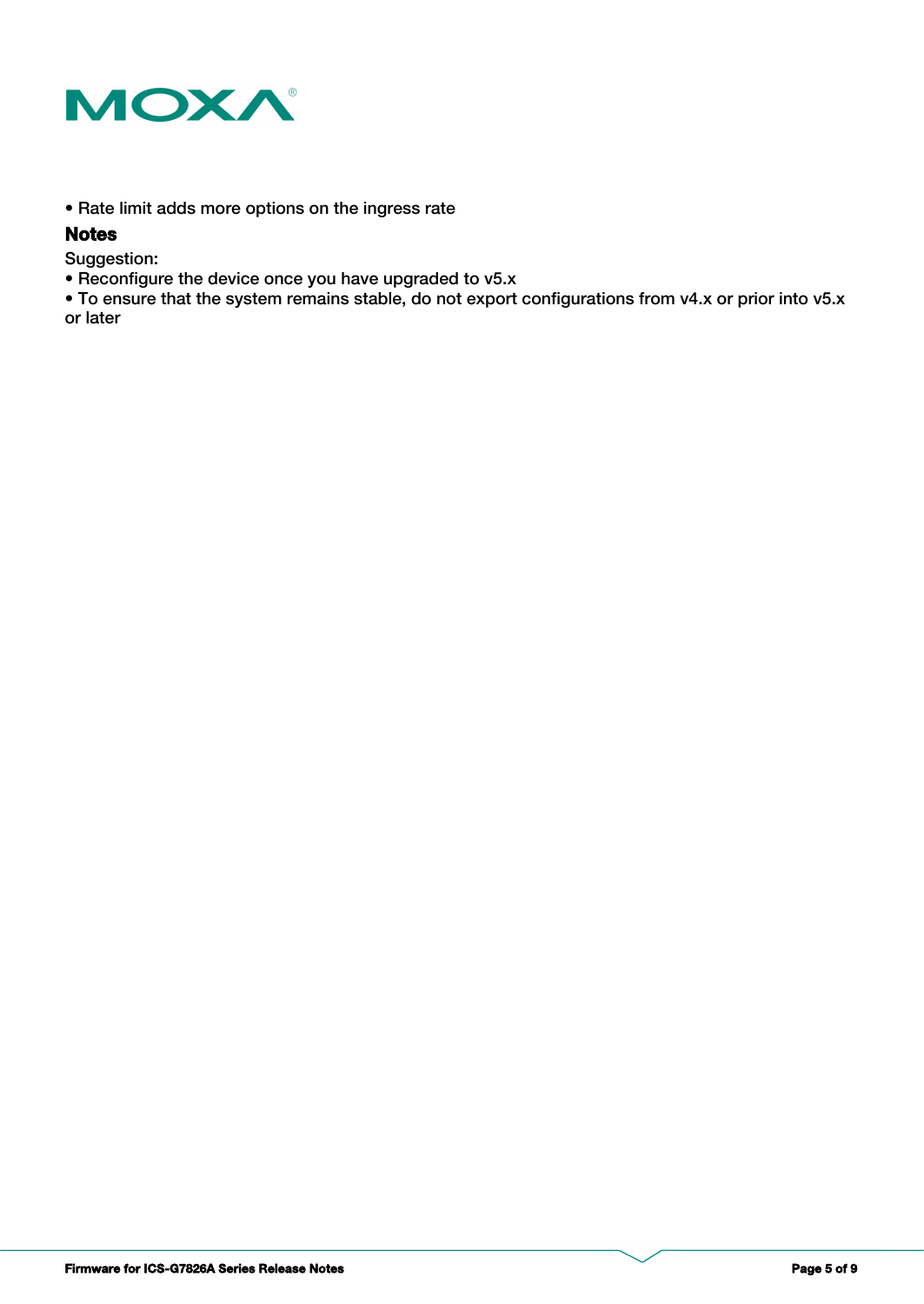- Rate limit adds more options on the ingress rate

## Notes

Suggestion:

- Reconfigure the device once you have upgraded to v5.x
- To ensure that the system remains stable, do not export configurations from v4.x or prior into v5.x or later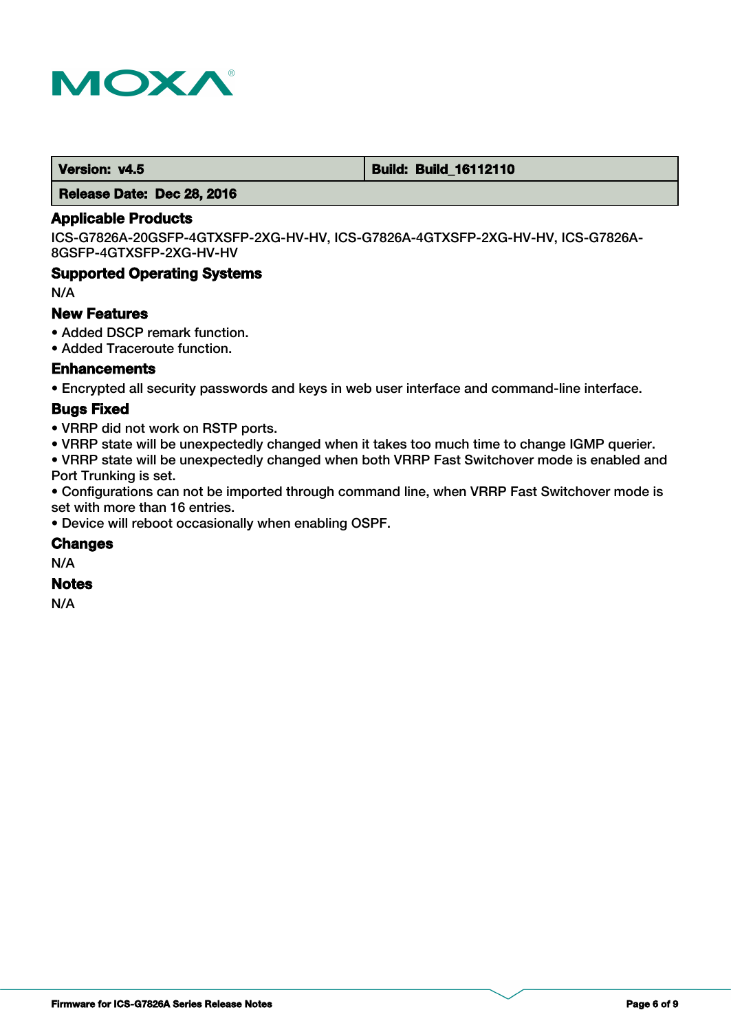| Version: v4.5 | Build: Build_16112110 |
| --- | --- |
| Release Date: Dec 28, 2016 | |

### Applicable Products

ICS-G7826A-20GSFP-4GTXSFP-2XG-HV-HV, ICS-G7826A-4GTXSFP-2XG-HV-HV, ICS-G7826A-8GSFP-4GTXSFP-2XG-HV-HV

### Supported Operating Systems

N/A

### New Features

- Added DSCP remark function.
- Added Traceroute function.

### Enhancements

- Encrypted all security passwords and keys in web user interface and command-line interface.

### Bugs Fixed

- VRRP did not work on RSTP ports.
- VRRP state will be unexpectedly changed when it takes too much time to change IGMP querier.
- VRRP state will be unexpectedly changed when both VRRP Fast Switchover mode is enabled and Port Trunking is set.
- Configurations can not be imported through command line, when VRRP Fast Switchover mode is set with more than 16 entries.
- Device will reboot occasionally when enabling OSPF.

### Changes

N/A

### Notes

N/A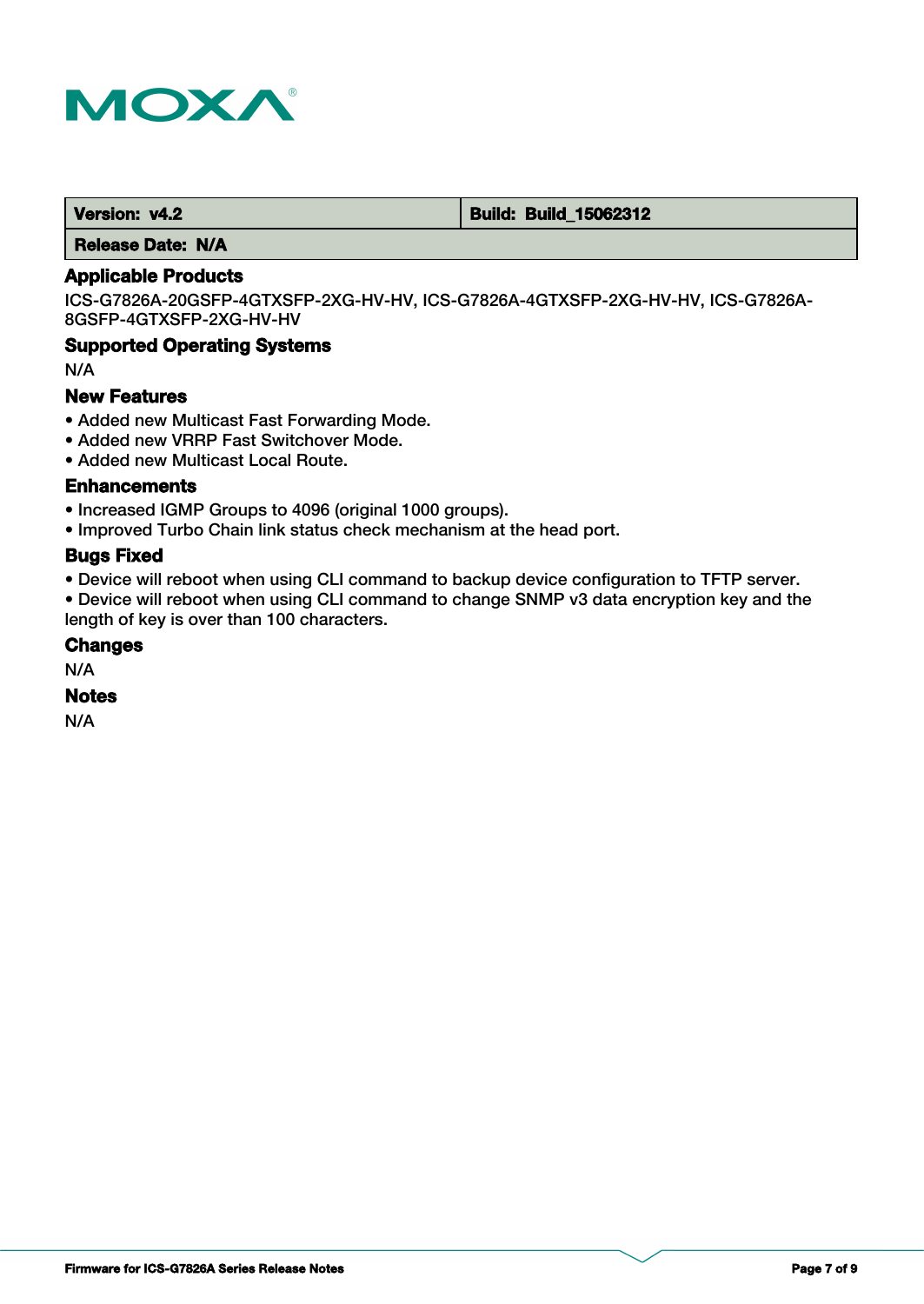| Version: v4.2 | Build: Build_15062312 |
| --- | --- |
| Release Date: N/A | |

### Applicable Products

ICS-G7826A-20GSFP-4GTXSFP-2XG-HV-HV, ICS-G7826A-4GTXSFP-2XG-HV-HV, ICS-G7826A-8GSFP-4GTXSFP-2XG-HV-HV

### Supported Operating Systems

N/A

### New Features

- Added new Multicast Fast Forwarding Mode.
- Added new VRRP Fast Switchover Mode.
- Added new Multicast Local Route.

### Enhancements

- Increased IGMP Groups to 4096 (original 1000 groups).
- Improved Turbo Chain link status check mechanism at the head port.

### Bugs Fixed

- Device will reboot when using CLI command to backup device configuration to TFTP server.
- Device will reboot when using CLI command to change SNMP v3 data encryption key and the length of key is over than 100 characters.

### Changes

N/A

### Notes

N/A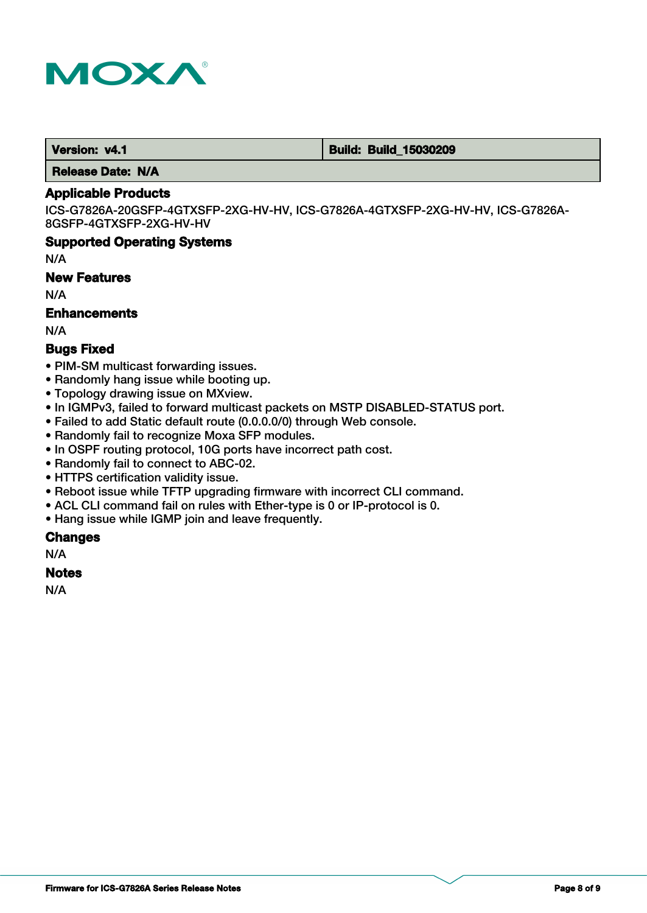| Version: v4.1 | Build: Build_15030209 |
| --- | --- |
| Release Date: N/A | |

### Applicable Products

ICS-G7826A-20GSFP-4GTXSFP-2XG-HV-HV, ICS-G7826A-4GTXSFP-2XG-HV-HV, ICS-G7826A-8GSFP-4GTXSFP-2XG-HV-HV

### Supported Operating Systems

N/A

### New Features

N/A

### Enhancements

N/A

### Bugs Fixed

- PIM-SM multicast forwarding issues.
- Randomly hang issue while booting up.
- Topology drawing issue on MXview.
- In IGMPv3, failed to forward multicast packets on MSTP DISABLED-STATUS port.
- Failed to add Static default route (0.0.0.0/0) through Web console.
- Randomly fail to recognize Moxa SFP modules.
- In OSPF routing protocol, 10G ports have incorrect path cost.
- Randomly fail to connect to ABC-02.
- HTTPS certification validity issue.
- Reboot issue while TFTP upgrading firmware with incorrect CLI command.
- ACL CLI command fail on rules with Ether-type is 0 or IP-protocol is 0.
- Hang issue while IGMP join and leave frequently.

### Changes

N/A

### Notes

N/A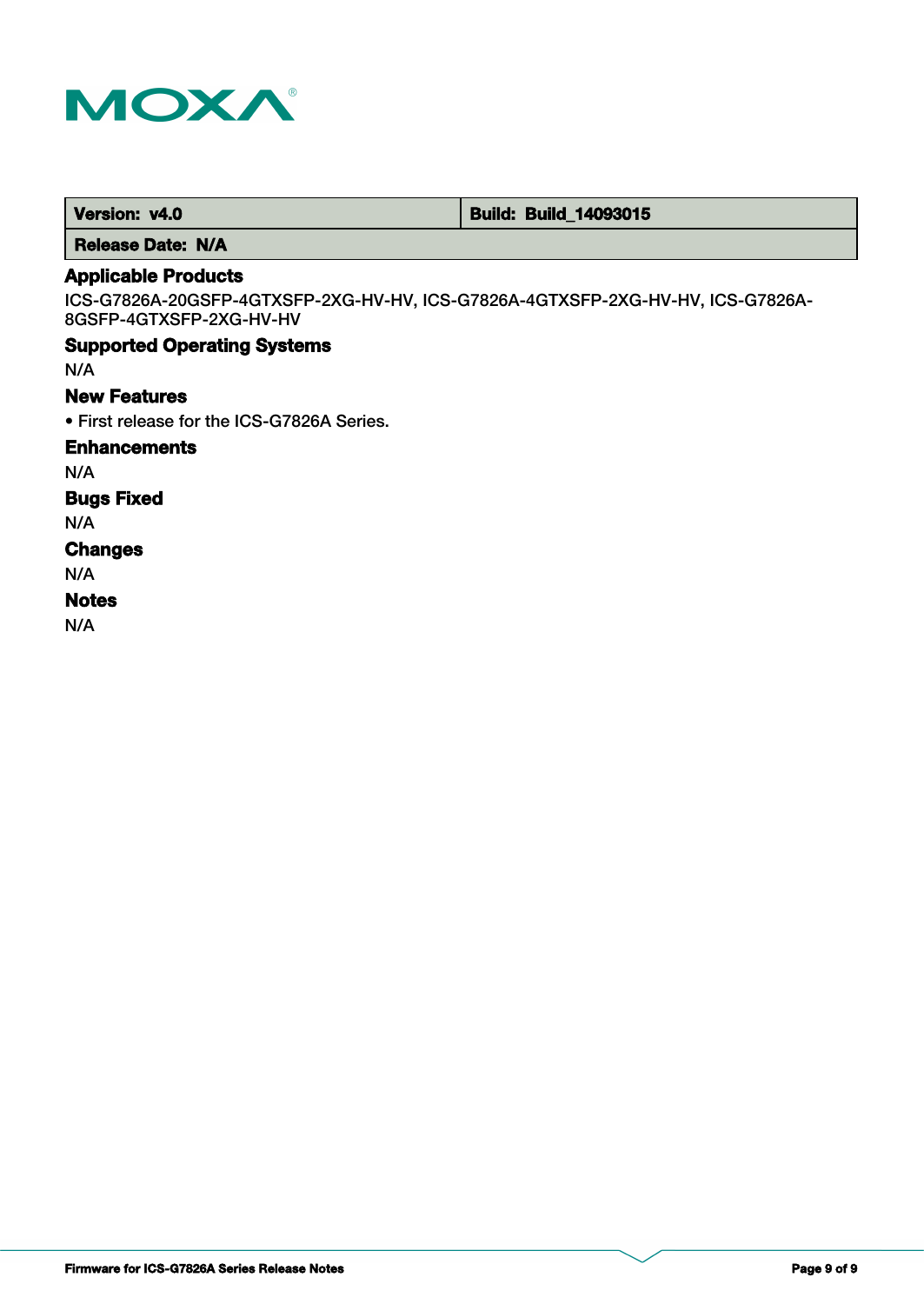| Version: v4.0 | Build: Build_14093015 |
| --- | --- |
| Release Date: N/A | |

### Applicable Products

ICS-G7826A-20GSFP-4GTXSFP-2XG-HV-HV, ICS-G7826A-4GTXSFP-2XG-HV-HV, ICS-G7826A-8GSFP-4GTXSFP-2XG-HV-HV

### Supported Operating Systems

N/A

### New Features

- First release for the ICS-G7826A Series.

### Enhancements

N/A

### Bugs Fixed

N/A

### Changes

N/A

### Notes

N/A